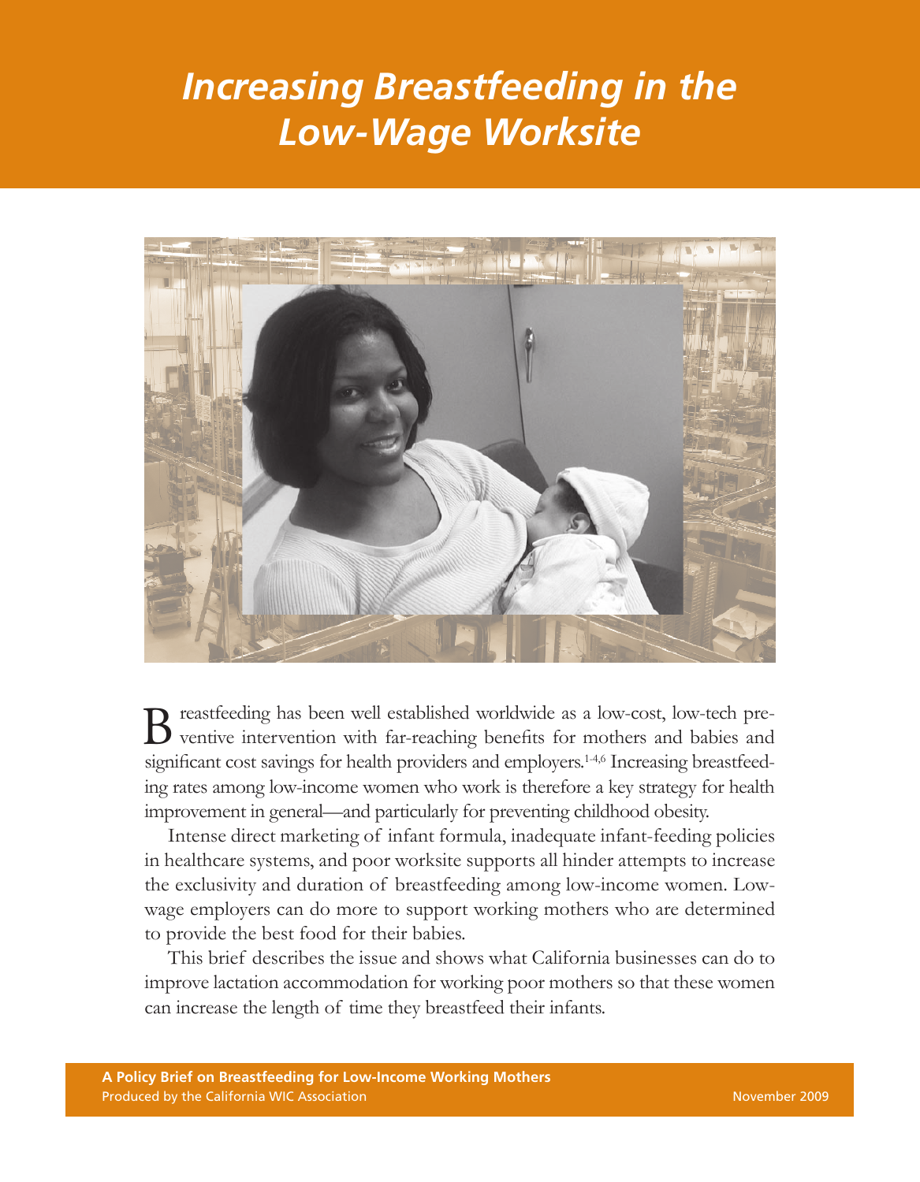# *Increasing Breastfeeding in the Low-Wage Worksite*

Breastfeeding has been well established worldwide as a low-cost, low-tech preventive intervention with far-reaching benefits for mothers and babies and significant cost savings for health providers and employers.[1-4,6] Increasing breastfeeding rates among low-income women who work is therefore a key strategy for health improvement in general—and particularly for preventing childhood obesity.

Intense direct marketing of infant formula, inadequate infant-feeding policies in healthcare systems, and poor worksite supports all hinder attempts to increase the exclusivity and duration of breastfeeding among low-income women. Low-wage employers can do more to support working mothers who are determined to provide the best food for their babies.

This brief describes the issue and shows what California businesses can do to improve lactation accommodation for working poor mothers so that these women can increase the length of time they breastfeed their infants.

**A Policy Brief on Breastfeeding for Low-Income Working Mothers**
Produced by the California WIC Association

November 2009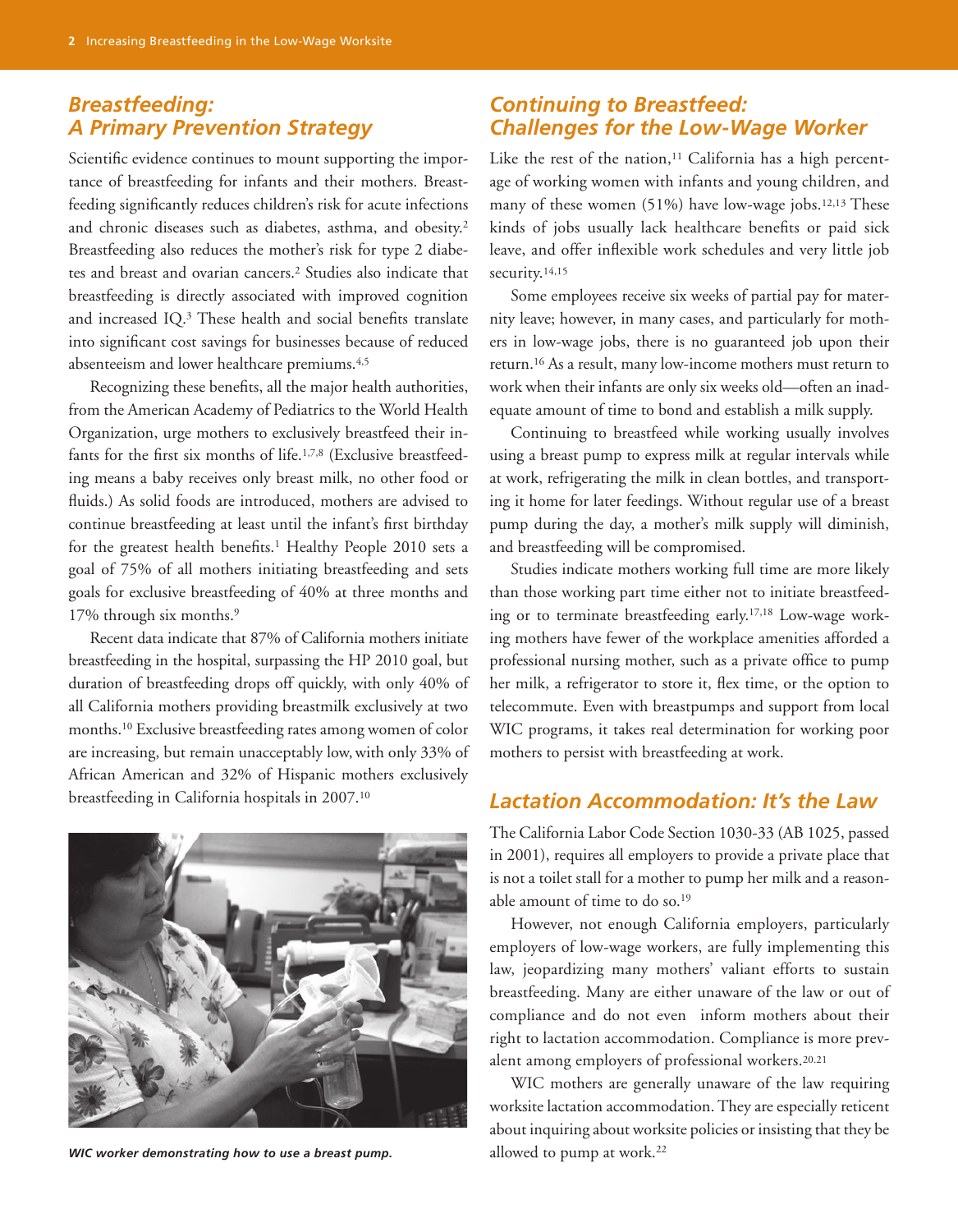## *Breastfeeding: A Primary Prevention Strategy*

Scientific evidence continues to mount supporting the importance of breastfeeding for infants and their mothers. Breastfeeding significantly reduces children's risk for acute infections and chronic diseases such as diabetes, asthma, and obesity.[2] Breastfeeding also reduces the mother's risk for type 2 diabetes and breast and ovarian cancers.[2] Studies also indicate that breastfeeding is directly associated with improved cognition and increased IQ.[3] These health and social benefits translate into significant cost savings for businesses because of reduced absenteeism and lower healthcare premiums.[4,5]

Recognizing these benefits, all the major health authorities, from the American Academy of Pediatrics to the World Health Organization, urge mothers to exclusively breastfeed their infants for the first six months of life.[1,7,8] (Exclusive breastfeeding means a baby receives only breast milk, no other food or fluids.) As solid foods are introduced, mothers are advised to continue breastfeeding at least until the infant's first birthday for the greatest health benefits.[1] Healthy People 2010 sets a goal of 75% of all mothers initiating breastfeeding and sets goals for exclusive breastfeeding of 40% at three months and 17% through six months.[9]

Recent data indicate that 87% of California mothers initiate breastfeeding in the hospital, surpassing the HP 2010 goal, but duration of breastfeeding drops off quickly, with only 40% of all California mothers providing breastmilk exclusively at two months.[10] Exclusive breastfeeding rates among women of color are increasing, but remain unacceptably low, with only 33% of African American and 32% of Hispanic mothers exclusively breastfeeding in California hospitals in 2007.[10]

***WIC worker demonstrating how to use a breast pump.***

## *Continuing to Breastfeed: Challenges for the Low-Wage Worker*

Like the rest of the nation,[11] California has a high percentage of working women with infants and young children, and many of these women (51%) have low-wage jobs.[12,13] These kinds of jobs usually lack healthcare benefits or paid sick leave, and offer inflexible work schedules and very little job security.[14,15]

Some employees receive six weeks of partial pay for maternity leave; however, in many cases, and particularly for mothers in low-wage jobs, there is no guaranteed job upon their return.[16] As a result, many low-income mothers must return to work when their infants are only six weeks old—often an inadequate amount of time to bond and establish a milk supply.

Continuing to breastfeed while working usually involves using a breast pump to express milk at regular intervals while at work, refrigerating the milk in clean bottles, and transporting it home for later feedings. Without regular use of a breast pump during the day, a mother's milk supply will diminish, and breastfeeding will be compromised.

Studies indicate mothers working full time are more likely than those working part time either not to initiate breastfeeding or to terminate breastfeeding early.[17,18] Low-wage working mothers have fewer of the workplace amenities afforded a professional nursing mother, such as a private office to pump her milk, a refrigerator to store it, flex time, or the option to telecommute. Even with breastpumps and support from local WIC programs, it takes real determination for working poor mothers to persist with breastfeeding at work.

## *Lactation Accommodation: It's the Law*

The California Labor Code Section 1030-33 (AB 1025, passed in 2001), requires all employers to provide a private place that is not a toilet stall for a mother to pump her milk and a reasonable amount of time to do so.[19]

However, not enough California employers, particularly employers of low-wage workers, are fully implementing this law, jeopardizing many mothers' valiant efforts to sustain breastfeeding. Many are either unaware of the law or out of compliance and do not even inform mothers about their right to lactation accommodation. Compliance is more prevalent among employers of professional workers.[20,21]

WIC mothers are generally unaware of the law requiring worksite lactation accommodation. They are especially reticent about inquiring about worksite policies or insisting that they be allowed to pump at work.[22]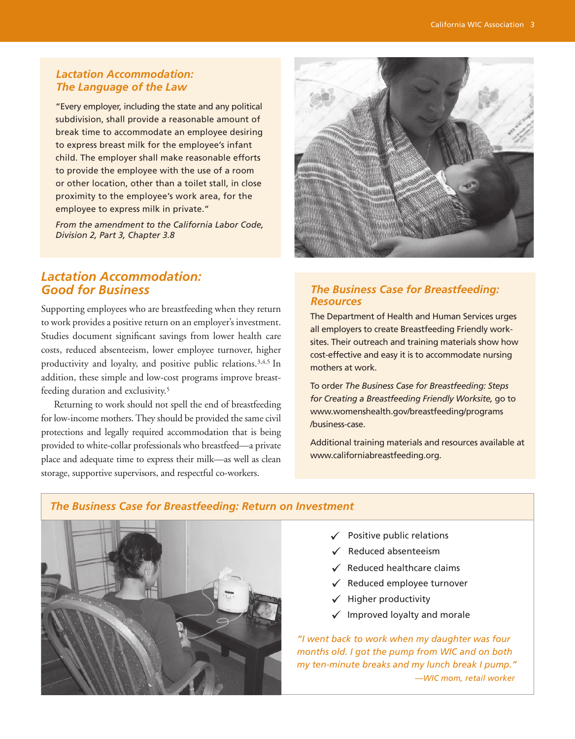## Lactation Accommodation: The Language of the Law

"Every employer, including the state and any political subdivision, shall provide a reasonable amount of break time to accommodate an employee desiring to express breast milk for the employee's infant child. The employer shall make reasonable efforts to provide the employee with the use of a room or other location, other than a toilet stall, in close proximity to the employee's work area, for the employee to express milk in private."

*From the amendment to the California Labor Code, Division 2, Part 3, Chapter 3.8*

## Lactation Accommodation: Good for Business

Supporting employees who are breastfeeding when they return to work provides a positive return on an employer's investment. Studies document significant savings from lower health care costs, reduced absenteeism, lower employee turnover, higher productivity and loyalty, and positive public relations.[3,4,5] In addition, these simple and low-cost programs improve breastfeeding duration and exclusivity.[5]

Returning to work should not spell the end of breastfeeding for low-income mothers. They should be provided the same civil protections and legally required accommodation that is being provided to white-collar professionals who breastfeed—a private place and adequate time to express their milk—as well as clean storage, supportive supervisors, and respectful co-workers.

## The Business Case for Breastfeeding: Resources

The Department of Health and Human Services urges all employers to create Breastfeeding Friendly worksites. Their outreach and training materials show how cost-effective and easy it is to accommodate nursing mothers at work.

To order *The Business Case for Breastfeeding: Steps for Creating a Breastfeeding Friendly Worksite,* go to www.womenshealth.gov/breastfeeding/programs/business-case.

Additional training materials and resources available at www.californiabreastfeeding.org.

## The Business Case for Breastfeeding: Return on Investment

- ✓ Positive public relations
- ✓ Reduced absenteeism
- ✓ Reduced healthcare claims
- ✓ Reduced employee turnover
- ✓ Higher productivity
- ✓ Improved loyalty and morale

*"I went back to work when my daughter was four months old. I got the pump from WIC and on both my ten-minute breaks and my lunch break I pump."*

*—WIC mom, retail worker*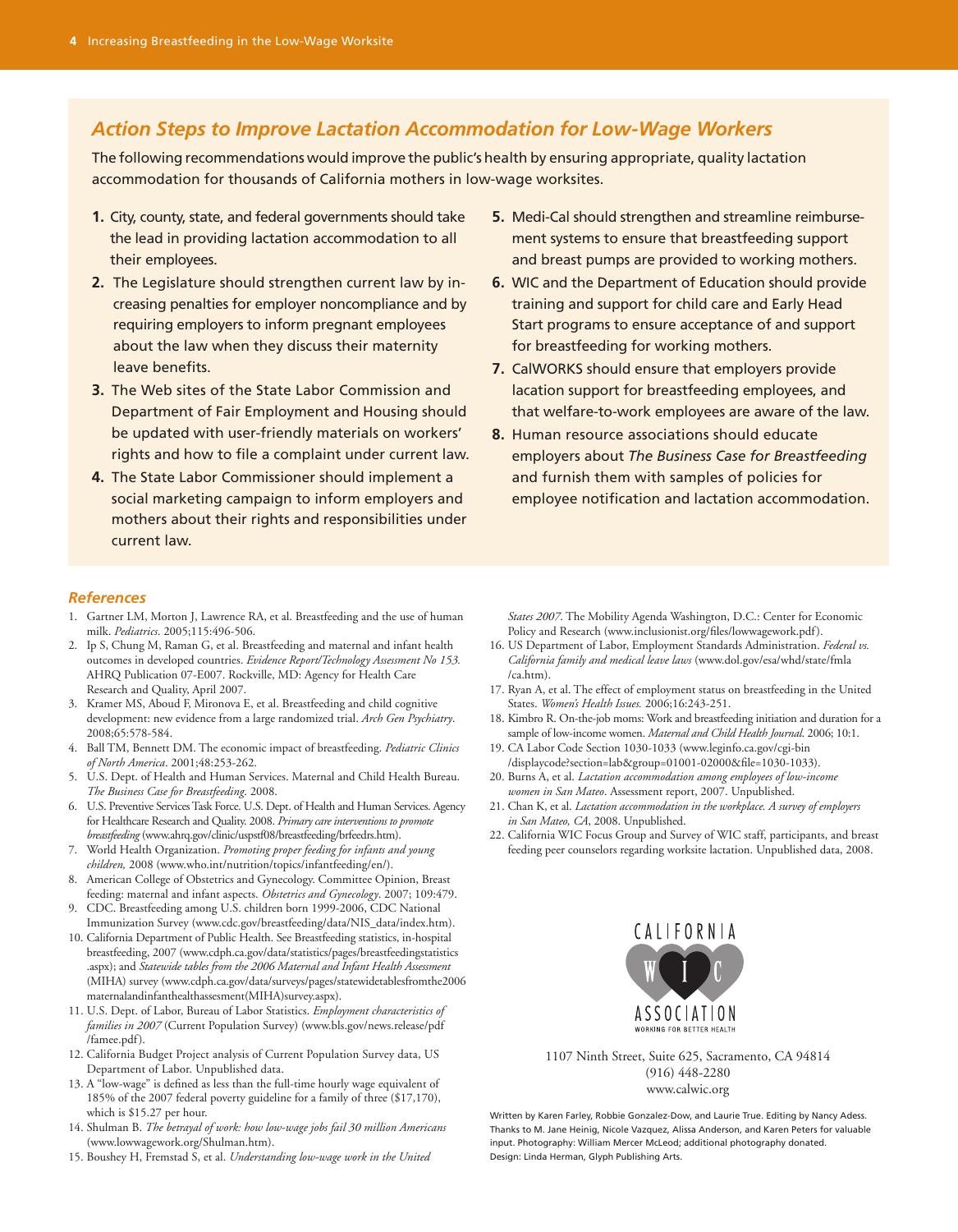## *Action Steps to Improve Lactation Accommodation for Low-Wage Workers*

The following recommendations would improve the public's health by ensuring appropriate, quality lactation accommodation for thousands of California mothers in low-wage worksites.

1. City, county, state, and federal governments should take the lead in providing lactation accommodation to all their employees.
2. The Legislature should strengthen current law by increasing penalties for employer noncompliance and by requiring employers to inform pregnant employees about the law when they discuss their maternity leave benefits.
3. The Web sites of the State Labor Commission and Department of Fair Employment and Housing should be updated with user-friendly materials on workers' rights and how to file a complaint under current law.
4. The State Labor Commissioner should implement a social marketing campaign to inform employers and mothers about their rights and responsibilities under current law.
5. Medi-Cal should strengthen and streamline reimbursement systems to ensure that breastfeeding support and breast pumps are provided to working mothers.
6. WIC and the Department of Education should provide training and support for child care and Early Head Start programs to ensure acceptance of and support for breastfeeding for working mothers.
7. CalWORKS should ensure that employers provide lacation support for breastfeeding employees, and that welfare-to-work employees are aware of the law.
8. Human resource associations should educate employers about *The Business Case for Breastfeeding* and furnish them with samples of policies for employee notification and lactation accommodation.

### *References*

1. Gartner LM, Morton J, Lawrence RA, et al. Breastfeeding and the use of human milk. *Pediatrics*. 2005;115:496-506.
2. Ip S, Chung M, Raman G, et al. Breastfeeding and maternal and infant health outcomes in developed countries. *Evidence Report/Technology Assessment No 153.* AHRQ Publication 07-E007. Rockville, MD: Agency for Health Care Research and Quality, April 2007.
3. Kramer MS, Aboud F, Mironova E, et al. Breastfeeding and child cognitive development: new evidence from a large randomized trial. *Arch Gen Psychiatry*. 2008;65:578-584.
4. Ball TM, Bennett DM. The economic impact of breastfeeding. *Pediatric Clinics of North America*. 2001;48:253-262.
5. U.S. Dept. of Health and Human Services. Maternal and Child Health Bureau. *The Business Case for Breastfeeding*. 2008.
6. U.S. Preventive Services Task Force. U.S. Dept. of Health and Human Services. Agency for Healthcare Research and Quality. 2008. *Primary care interventions to promote breastfeeding* (www.ahrq.gov/clinic/uspstf08/breastfeeding/brfeedrs.htm).
7. World Health Organization. *Promoting proper feeding for infants and young children,* 2008 (www.who.int/nutrition/topics/infantfeeding/en/).
8. American College of Obstetrics and Gynecology. Committee Opinion, Breast feeding: maternal and infant aspects. *Obstetrics and Gynecology*. 2007; 109:479.
9. CDC. Breastfeeding among U.S. children born 1999-2006, CDC National Immunization Survey (www.cdc.gov/breastfeeding/data/NIS_data/index.htm).
10. California Department of Public Health. See Breastfeeding statistics, in-hospital breastfeeding, 2007 (www.cdph.ca.gov/data/statistics/pages/breastfeedingstatistics.aspx); and *Statewide tables from the 2006 Maternal and Infant Health Assessment* (MIHA) survey (www.cdph.ca.gov/data/surveys/pages/statewidetablesfromthe2006maternalandinfanthealthassesment(MIHA)survey.aspx).
11. U.S. Dept. of Labor, Bureau of Labor Statistics. *Employment characteristics of families in 2007* (Current Population Survey) (www.bls.gov/news.release/pdf/famee.pdf).
12. California Budget Project analysis of Current Population Survey data, US Department of Labor. Unpublished data.
13. A "low-wage" is defined as less than the full-time hourly wage equivalent of 185% of the 2007 federal poverty guideline for a family of three ($17,170), which is $15.27 per hour.
14. Shulman B. *The betrayal of work: how low-wage jobs fail 30 million Americans* (www.lowwagework.org/Shulman.htm).
15. Boushey H, Fremstad S, et al. *Understanding low-wage work in the United States 2007*. The Mobility Agenda Washington, D.C.: Center for Economic Policy and Research (www.inclusionist.org/files/lowwagework.pdf).
16. US Department of Labor, Employment Standards Administration. *Federal vs. California family and medical leave laws* (www.dol.gov/esa/whd/state/fmla/ca.htm).
17. Ryan A, et al. The effect of employment status on breastfeeding in the United States. *Women's Health Issues.* 2006;16:243-251.
18. Kimbro R. On-the-job moms: Work and breastfeeding initiation and duration for a sample of low-income women. *Maternal and Child Health Journal*. 2006; 10:1.
19. CA Labor Code Section 1030-1033 (www.leginfo.ca.gov/cgi-bin/displaycode?section=lab&group=01001-02000&file=1030-1033).
20. Burns A, et al. *Lactation accommodation among employees of low-income women in San Mateo*. Assessment report, 2007. Unpublished.
21. Chan K, et al. *Lactation accommodation in the workplace. A survey of employers in San Mateo, CA*, 2008. Unpublished.
22. California WIC Focus Group and Survey of WIC staff, participants, and breast feeding peer counselors regarding worksite lactation. Unpublished data, 2008.

CALIFORNIA WIC ASSOCIATION
WORKING FOR BETTER HEALTH

1107 Ninth Street, Suite 625, Sacramento, CA 94814
(916) 448-2280
www.calwic.org

Written by Karen Farley, Robbie Gonzalez-Dow, and Laurie True. Editing by Nancy Adess. Thanks to M. Jane Heinig, Nicole Vazquez, Alissa Anderson, and Karen Peters for valuable input. Photography: William Mercer McLeod; additional photography donated. Design: Linda Herman, Glyph Publishing Arts.